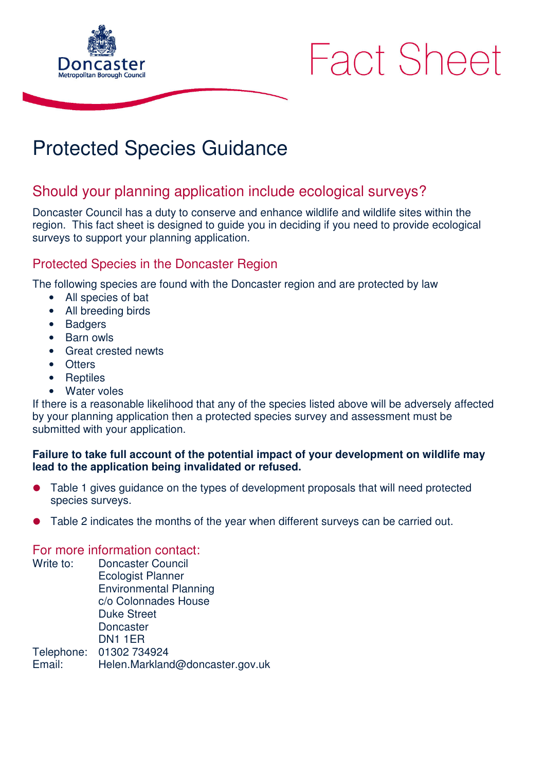Doncaster
Metropolitan Borough Council

# Fact Sheet

# Protected Species Guidance

## Should your planning application include ecological surveys?

Doncaster Council has a duty to conserve and enhance wildlife and wildlife sites within the region. This fact sheet is designed to guide you in deciding if you need to provide ecological surveys to support your planning application.

### Protected Species in the Doncaster Region

The following species are found with the Doncaster region and are protected by law

- All species of bat
- All breeding birds
- Badgers
- Barn owls
- Great crested newts
- Otters
- Reptiles
- Water voles

If there is a reasonable likelihood that any of the species listed above will be adversely affected by your planning application then a protected species survey and assessment must be submitted with your application.

**Failure to take full account of the potential impact of your development on wildlife may lead to the application being invalidated or refused.**

- Table 1 gives guidance on the types of development proposals that will need protected species surveys.
- Table 2 indicates the months of the year when different surveys can be carried out.

### For more information contact:

Write to: Doncaster Council
Ecologist Planner
Environmental Planning
c/o Colonnades House
Duke Street
Doncaster
DN1 1ER

Telephone: 01302 734924
Email: Helen.Markland@doncaster.gov.uk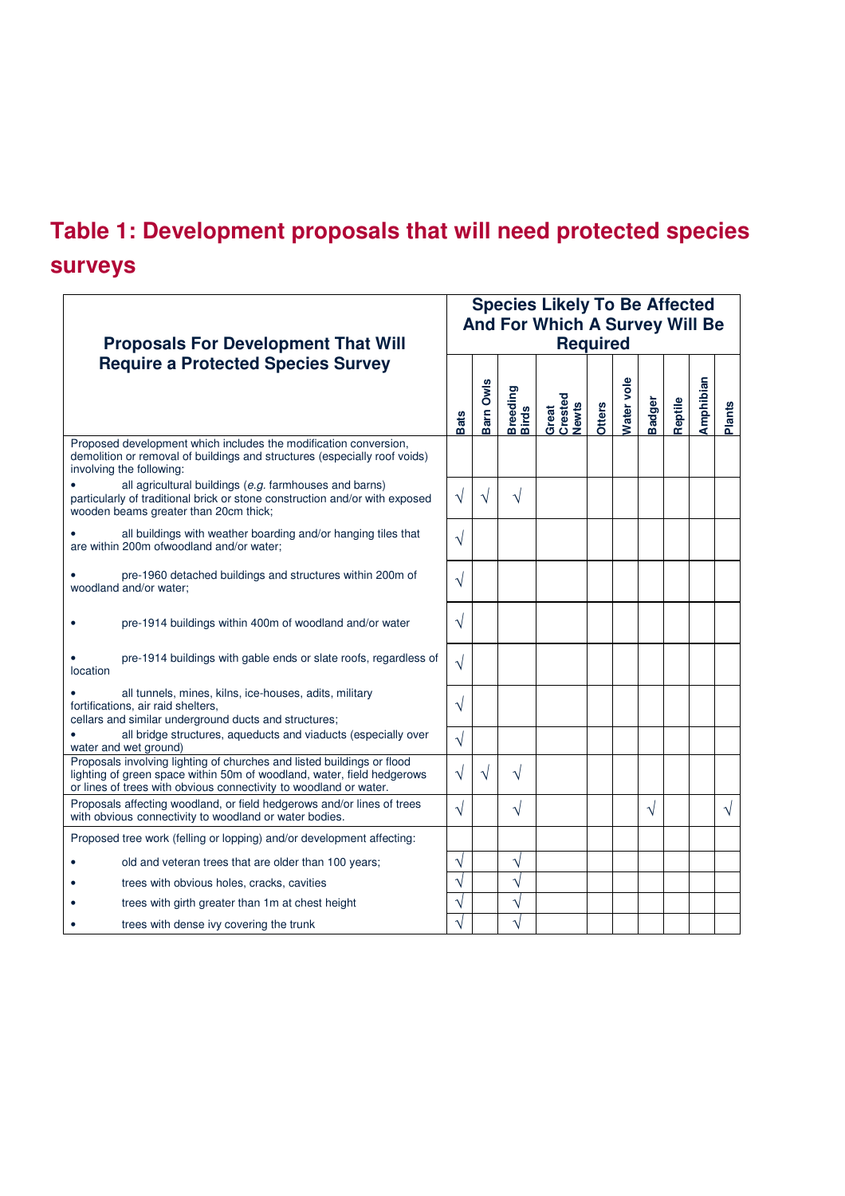# Table 1: Development proposals that will need protected species surveys

| Proposals For Development That Will Require a Protected Species Survey | Species Likely To Be Affected And For Which A Survey Will Be Required | | | | | | | | | |
|---|---|---|---|---|---|---|---|---|---|---|
| | Bats | Barn Owls | Breeding Birds | Great Crested Newts | Otters | Water vole | Badger | Reptile | Amphibian | Plants |
| Proposed development which includes the modification conversion, demolition or removal of buildings and structures (especially roof voids) involving the following: | | | | | | | | | | |
| • all agricultural buildings (*e.g.* farmhouses and barns) particularly of traditional brick or stone construction and/or with exposed wooden beams greater than 20cm thick; | √ | √ | √ | | | | | | | |
| • all buildings with weather boarding and/or hanging tiles that are within 200m ofwoodland and/or water; | √ | | | | | | | | | |
| • pre-1960 detached buildings and structures within 200m of woodland and/or water; | √ | | | | | | | | | |
| • pre-1914 buildings within 400m of woodland and/or water | √ | | | | | | | | | |
| • pre-1914 buildings with gable ends or slate roofs, regardless of location | √ | | | | | | | | | |
| • all tunnels, mines, kilns, ice-houses, adits, military fortifications, air raid shelters, cellars and similar underground ducts and structures; | √ | | | | | | | | | |
| • all bridge structures, aqueducts and viaducts (especially over water and wet ground) | √ | | | | | | | | | |
| Proposals involving lighting of churches and listed buildings or flood lighting of green space within 50m of woodland, water, field hedgerows or lines of trees with obvious connectivity to woodland or water. | √ | √ | √ | | | | | | | |
| Proposals affecting woodland, or field hedgerows and/or lines of trees with obvious connectivity to woodland or water bodies. | √ | | √ | | | | √ | | | √ |
| Proposed tree work (felling or lopping) and/or development affecting: | | | | | | | | | | |
| • old and veteran trees that are older than 100 years; | √ | | √ | | | | | | | |
| • trees with obvious holes, cracks, cavities | √ | | √ | | | | | | | |
| • trees with girth greater than 1m at chest height | √ | | √ | | | | | | | |
| • trees with dense ivy covering the trunk | √ | | √ | | | | | | | |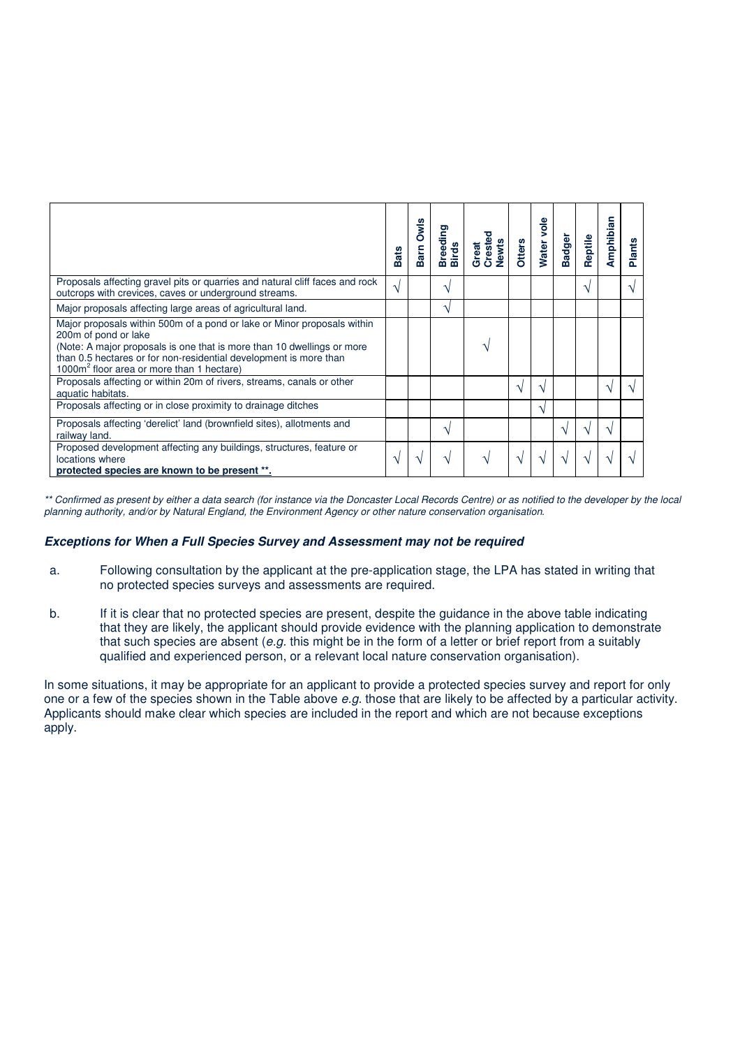| | Bats | Barn Owls | Breeding Birds | Great Crested Newts | Otters | Water vole | Badger | Reptile | Amphibian | Plants |
|---|---|---|---|---|---|---|---|---|---|---|
| Proposals affecting gravel pits or quarries and natural cliff faces and rock outcrops with crevices, caves or underground streams. | √ | | √ | | | | | √ | | √ |
| Major proposals affecting large areas of agricultural land. | | | √ | | | | | | | |
| Major proposals within 500m of a pond or lake or Minor proposals within 200m of pond or lake (Note: A major proposals is one that is more than 10 dwellings or more than 0.5 hectares or for non-residential development is more than $1000m^2$ floor area or more than 1 hectare) | | | | √ | | | | | | |
| Proposals affecting or within 20m of rivers, streams, canals or other aquatic habitats. | | | | | √ | √ | | | √ | √ |
| Proposals affecting or in close proximity to drainage ditches | | | | | | √ | | | | |
| Proposals affecting 'derelict' land (brownfield sites), allotments and railway land. | | | √ | | | | √ | √ | √ | |
| Proposed development affecting any buildings, structures, feature or locations where **protected species are known to be present \*\*.** | √ | √ | √ | √ | √ | √ | √ | √ | √ | √ |

*\*\* Confirmed as present by either a data search (for instance via the Doncaster Local Records Centre) or as notified to the developer by the local planning authority, and/or by Natural England, the Environment Agency or other nature conservation organisation.*

### *Exceptions for When a Full Species Survey and Assessment may not be required*

a. Following consultation by the applicant at the pre-application stage, the LPA has stated in writing that no protected species surveys and assessments are required.

b. If it is clear that no protected species are present, despite the guidance in the above table indicating that they are likely, the applicant should provide evidence with the planning application to demonstrate that such species are absent (*e.g.* this might be in the form of a letter or brief report from a suitably qualified and experienced person, or a relevant local nature conservation organisation).

In some situations, it may be appropriate for an applicant to provide a protected species survey and report for only one or a few of the species shown in the Table above *e.g.* those that are likely to be affected by a particular activity. Applicants should make clear which species are included in the report and which are not because exceptions apply.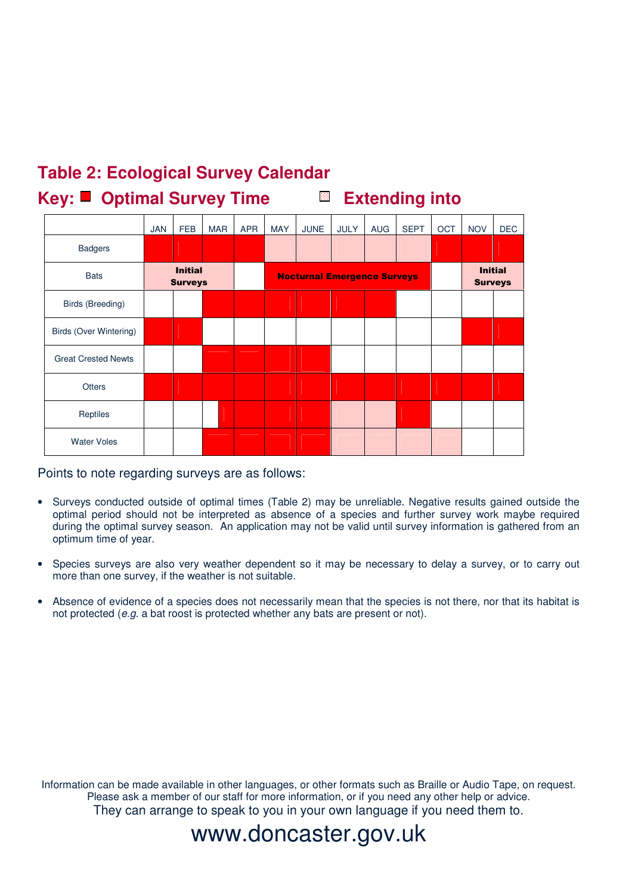## Table 2: Ecological Survey Calendar

**Key:** ■ Optimal Survey Time ▒ Extending into

| | JAN | FEB | MAR | APR | MAY | JUNE | JULY | AUG | SEPT | OCT | NOV | DEC |
|---|---|---|---|---|---|---|---|---|---|---|---|---|
| Badgers | ■ | ■ | ■ | ■ | ▒ | ▒ | ▒ | ▒ | ▒ | ■ | ■ | ■ |
| Bats | ▒ **Initial Surveys** | ▒ | ▒ | | ■ **Nocturnal Emergence Surveys** | ■ | ■ | ■ | ■ | | ▒ **Initial Surveys** | ▒ |
| Birds (Breeding) | | | ■ | ■ | ■ | ■ | ■ | ■ | | | | |
| Birds (Over Wintering) | ■ | ■ | | | | | | | | | ■ | ■ |
| Great Crested Newts | | | ■ | ■ | ■ | ■ | | | | | | |
| Otters | ■ | ■ | ■ | ■ | ■ | ■ | ■ | ■ | ■ | ■ | ■ | ■ |
| Reptiles | | | ■ (late) | ■ | ■ | ■ | ▒ | ▒ | ■ | | | |
| Water Voles | | | ■ | ■ | ■ | ■ | ▒ | ▒ | ▒ | ▒ | | |

Points to note regarding surveys are as follows:

- Surveys conducted outside of optimal times (Table 2) may be unreliable. Negative results gained outside the optimal period should not be interpreted as absence of a species and further survey work maybe required during the optimal survey season. An application may not be valid until survey information is gathered from an optimum time of year.

- Species surveys are also very weather dependent so it may be necessary to delay a survey, or to carry out more than one survey, if the weather is not suitable.

- Absence of evidence of a species does not necessarily mean that the species is not there, nor that its habitat is not protected (*e.g.* a bat roost is protected whether any bats are present or not).

Information can be made available in other languages, or other formats such as Braille or Audio Tape, on request. Please ask a member of our staff for more information, or if you need any other help or advice.
They can arrange to speak to you in your own language if you need them to.

www.doncaster.gov.uk